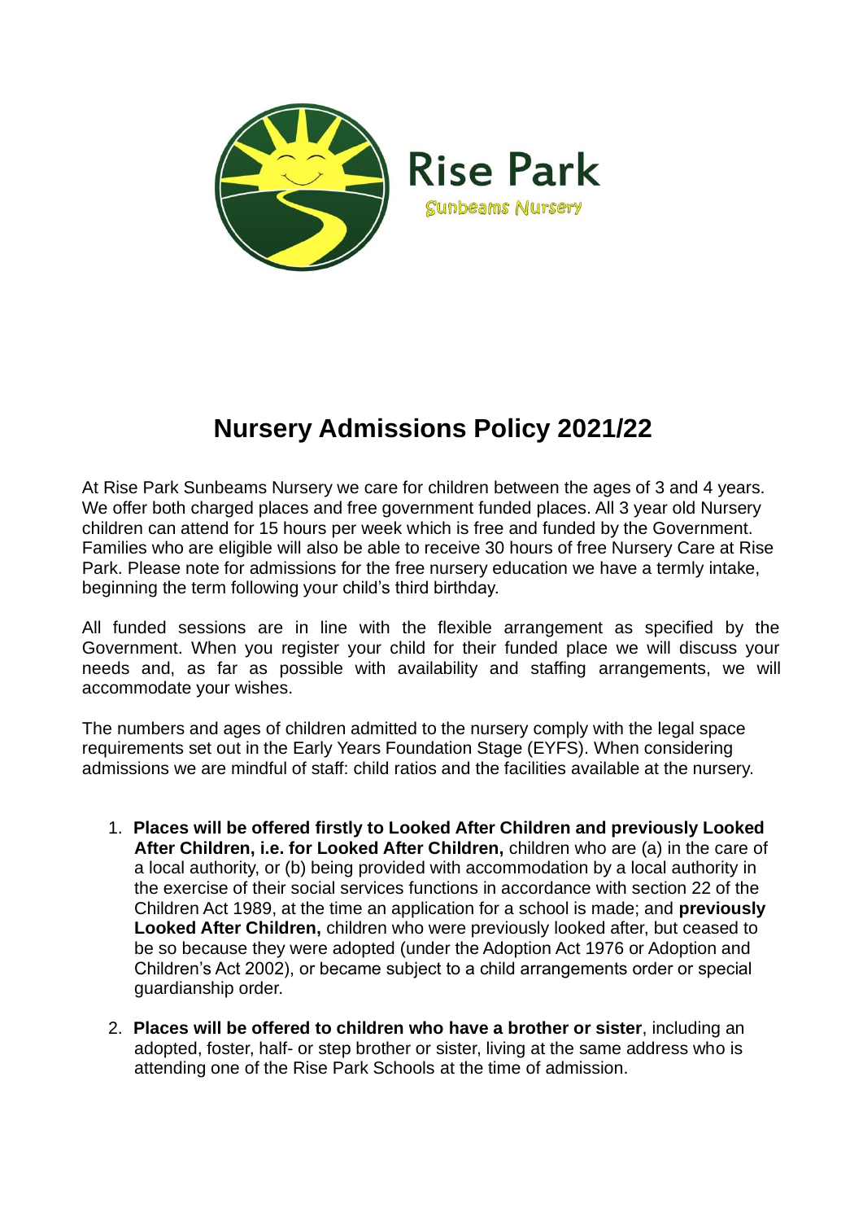Rise Park

Sunbeams Nursery

# Nursery Admissions Policy 2021/22

At Rise Park Sunbeams Nursery we care for children between the ages of 3 and 4 years. We offer both charged places and free government funded places. All 3 year old Nursery children can attend for 15 hours per week which is free and funded by the Government. Families who are eligible will also be able to receive 30 hours of free Nursery Care at Rise Park. Please note for admissions for the free nursery education we have a termly intake, beginning the term following your child's third birthday.

All funded sessions are in line with the flexible arrangement as specified by the Government. When you register your child for their funded place we will discuss your needs and, as far as possible with availability and staffing arrangements, we will accommodate your wishes.

The numbers and ages of children admitted to the nursery comply with the legal space requirements set out in the Early Years Foundation Stage (EYFS). When considering admissions we are mindful of staff: child ratios and the facilities available at the nursery.

1. **Places will be offered firstly to Looked After Children and previously Looked After Children, i.e. for Looked After Children,** children who are (a) in the care of a local authority, or (b) being provided with accommodation by a local authority in the exercise of their social services functions in accordance with section 22 of the Children Act 1989, at the time an application for a school is made; and **previously Looked After Children,** children who were previously looked after, but ceased to be so because they were adopted (under the Adoption Act 1976 or Adoption and Children's Act 2002), or became subject to a child arrangements order or special guardianship order.

2. **Places will be offered to children who have a brother or sister**, including an adopted, foster, half- or step brother or sister, living at the same address who is attending one of the Rise Park Schools at the time of admission.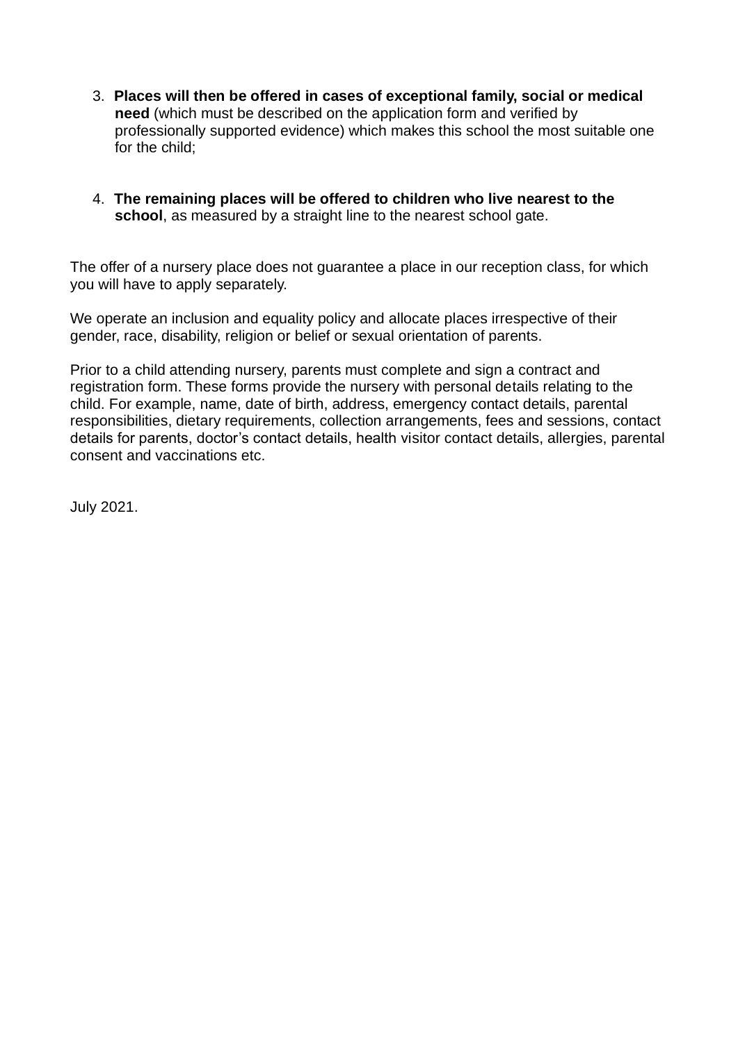3. **Places will then be offered in cases of exceptional family, social or medical need** (which must be described on the application form and verified by professionally supported evidence) which makes this school the most suitable one for the child;

4. **The remaining places will be offered to children who live nearest to the school**, as measured by a straight line to the nearest school gate.

The offer of a nursery place does not guarantee a place in our reception class, for which you will have to apply separately.

We operate an inclusion and equality policy and allocate places irrespective of their gender, race, disability, religion or belief or sexual orientation of parents.

Prior to a child attending nursery, parents must complete and sign a contract and registration form. These forms provide the nursery with personal details relating to the child. For example, name, date of birth, address, emergency contact details, parental responsibilities, dietary requirements, collection arrangements, fees and sessions, contact details for parents, doctor's contact details, health visitor contact details, allergies, parental consent and vaccinations etc.

July 2021.